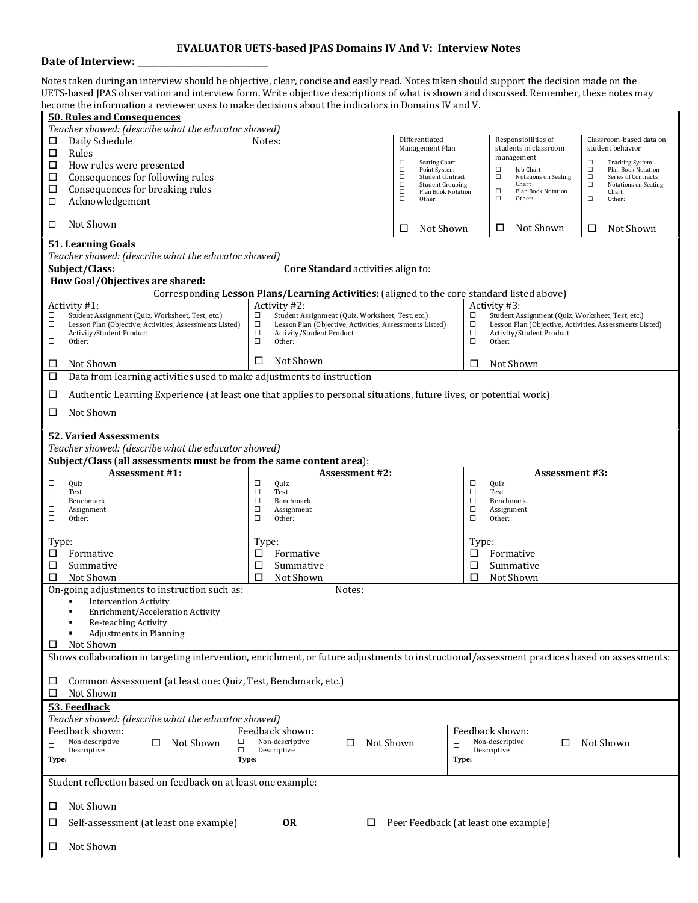# EVALUATOR UETS-based JPAS Domains IV And V: Interview Notes

**Date of Interview: ______________________________**

Notes taken during an interview should be objective, clear, concise and easily read. Notes taken should support the decision made on the UETS-based JPAS observation and interview form. Write objective descriptions of what is shown and discussed. Remember, these notes may become the information a reviewer uses to make decisions about the indicators in Domains IV and V.

## 50. Rules and Consequences

*Teacher showed: (describe what the educator showed)*

| | Notes: | Differentiated Management Plan | Responsibilities of students in classroom management | Classroom-based data on student behavior |
|---|---|---|---|---|
| ☐ Daily Schedule<br>☐ Rules<br>☐ How rules were presented<br>☐ Consequences for following rules<br>☐ Consequences for breaking rules<br>☐ Acknowledgement | | ☐ Seating Chart<br>☐ Point System<br>☐ Student Contract<br>☐ Student Grouping<br>☐ Plan Book Notation<br>☐ Other: | ☐ Job Chart<br>☐ Notations on Seating Chart<br>☐ Plan Book Notation<br>☐ Other: | ☐ Tracking System<br>☐ Plan Book Notation<br>☐ Series of Contracts<br>☐ Notations on Seating Chart<br>☐ Other: |
| ☐ Not Shown | | ☐ Not Shown | ☐ Not Shown | ☐ Not Shown |

## 51. Learning Goals

*Teacher showed: (describe what the educator showed)*

**Subject/Class:** **Core Standard** activities align to:

**How Goal/Objectives are shared:**

Corresponding **Lesson Plans/Learning Activities:** (aligned to the core standard listed above)

| Activity #1: | Activity #2: | Activity #3: |
|---|---|---|
| ☐ Student Assignment (Quiz, Worksheet, Test, etc.)<br>☐ Lesson Plan (Objective, Activities, Assessments Listed)<br>☐ Activity/Student Product<br>☐ Other: | ☐ Student Assignment (Quiz, Worksheet, Test, etc.)<br>☐ Lesson Plan (Objective, Activities, Assessments Listed)<br>☐ Activity/Student Product<br>☐ Other: | ☐ Student Assignment (Quiz, Worksheet, Test, etc.)<br>☐ Lesson Plan (Objective, Activities, Assessments Listed)<br>☐ Activity/Student Product<br>☐ Other: |
| ☐ Not Shown | ☐ Not Shown | ☐ Not Shown |

☐ Data from learning activities used to make adjustments to instruction

☐ Authentic Learning Experience (at least one that applies to personal situations, future lives, or potential work)

☐ Not Shown

## 52. Varied Assessments

*Teacher showed: (describe what the educator showed)*

**Subject/Class (all assessments must be from the same content area):**

| Assessment #1: | Assessment #2: | Assessment #3: |
|---|---|---|
| ☐ Quiz<br>☐ Test<br>☐ Benchmark<br>☐ Assignment<br>☐ Other: | ☐ Quiz<br>☐ Test<br>☐ Benchmark<br>☐ Assignment<br>☐ Other: | ☐ Quiz<br>☐ Test<br>☐ Benchmark<br>☐ Assignment<br>☐ Other: |
| Type:<br>☐ Formative<br>☐ Summative<br>☐ Not Shown | Type:<br>☐ Formative<br>☐ Summative<br>☐ Not Shown | Type:<br>☐ Formative<br>☐ Summative<br>☐ Not Shown |

On-going adjustments to instruction such as: Notes:

- Intervention Activity
- Enrichment/Acceleration Activity
- Re-teaching Activity
- Adjustments in Planning

☐ Not Shown

Shows collaboration in targeting intervention, enrichment, or future adjustments to instructional/assessment practices based on assessments:

☐ Common Assessment (at least one: Quiz, Test, Benchmark, etc.)
☐ Not Shown

## 53. Feedback

*Teacher showed: (describe what the educator showed)*

| Feedback shown: | Feedback shown: | Feedback shown: |
|---|---|---|
| ☐ Non-descriptive<br>☐ Descriptive<br>☐ Not Shown<br>**Type:** | ☐ Non-descriptive<br>☐ Descriptive<br>☐ Not Shown<br>**Type:** | ☐ Non-descriptive<br>☐ Descriptive<br>☐ Not Shown<br>**Type:** |

Student reflection based on feedback on at least one example:

☐ Not Shown

☐ Self-assessment (at least one example) **OR** ☐ Peer Feedback (at least one example)

☐ Not Shown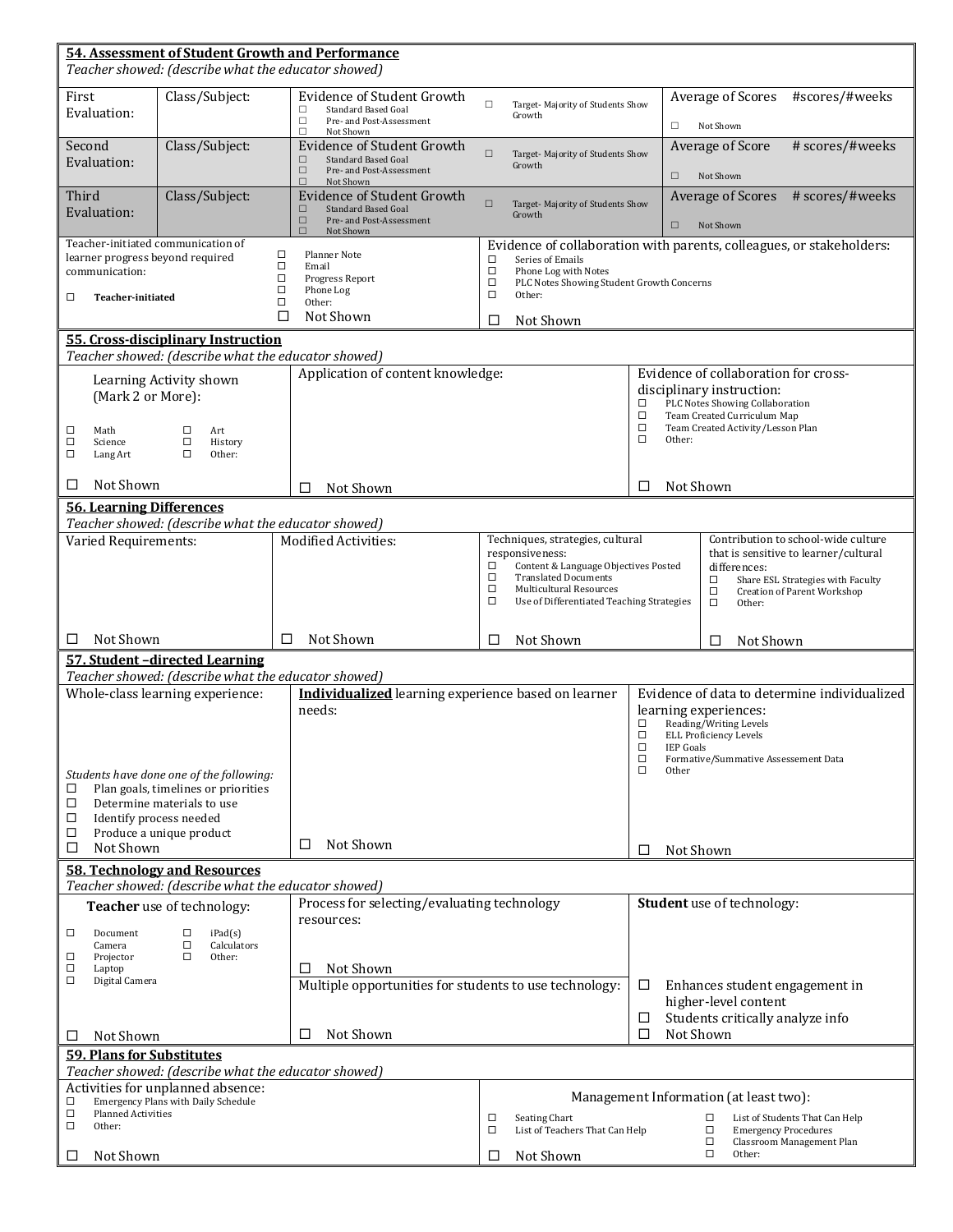## 54. Assessment of Student Growth and Performance

*Teacher showed: (describe what the educator showed)*

| | | | | |
|---|---|---|---|---|
| First Evaluation: | Class/Subject: | Evidence of Student Growth<br>☐ Standard Based Goal<br>☐ Pre- and Post-Assessment<br>☐ Not Shown | ☐ Target- Majority of Students Show Growth | Average of Scores #scores/#weeks<br>☐ Not Shown |
| Second Evaluation: | Class/Subject: | Evidence of Student Growth<br>☐ Standard Based Goal<br>☐ Pre- and Post-Assessment<br>☐ Not Shown | ☐ Target- Majority of Students Show Growth | Average of Score # scores/#weeks<br>☐ Not Shown |
| Third Evaluation: | Class/Subject: | Evidence of Student Growth<br>☐ Standard Based Goal<br>☐ Pre- and Post-Assessment<br>☐ Not Shown | ☐ Target- Majority of Students Show Growth | Average of Scores # scores/#weeks<br>☐ Not Shown |

| | | |
|---|---|---|
| Teacher-initiated communication of learner progress beyond required communication:<br>☐ **Teacher-initiated** | ☐ Planner Note<br>☐ Email<br>☐ Progress Report<br>☐ Phone Log<br>☐ Other:<br>☐ Not Shown | Evidence of collaboration with parents, colleagues, or stakeholders:<br>☐ Series of Emails<br>☐ Phone Log with Notes<br>☐ PLC Notes Showing Student Growth Concerns<br>☐ Other:<br>☐ Not Shown |

## 55. Cross-disciplinary Instruction

*Teacher showed: (describe what the educator showed)*

| | | |
|---|---|---|
| Learning Activity shown (Mark 2 or More):<br>☐ Math ☐ Art<br>☐ Science ☐ History<br>☐ Lang Art ☐ Other:<br>☐ Not Shown | Application of content knowledge:<br>☐ Not Shown | Evidence of collaboration for cross-disciplinary instruction:<br>☐ PLC Notes Showing Collaboration<br>☐ Team Created Curriculum Map<br>☐ Team Created Activity/Lesson Plan<br>☐ Other:<br>☐ Not Shown |

## 56. Learning Differences

*Teacher showed: (describe what the educator showed)*

| | | | |
|---|---|---|---|
| Varied Requirements:<br>☐ Not Shown | Modified Activities:<br>☐ Not Shown | Techniques, strategies, cultural responsiveness:<br>☐ Content & Language Objectives Posted<br>☐ Translated Documents<br>☐ Multicultural Resources<br>☐ Use of Differentiated Teaching Strategies<br>☐ Not Shown | Contribution to school-wide culture that is sensitive to learner/cultural differences:<br>☐ Share ESL Strategies with Faculty<br>☐ Creation of Parent Workshop<br>☐ Other:<br>☐ Not Shown |

## 57. Student –directed Learning

*Teacher showed: (describe what the educator showed)*

| | | |
|---|---|---|
| Whole-class learning experience:<br>*Students have done one of the following:*<br>☐ Plan goals, timelines or priorities<br>☐ Determine materials to use<br>☐ Identify process needed<br>☐ Produce a unique product<br>☐ Not Shown | **Individualized** learning experience based on learner needs:<br>☐ Not Shown | Evidence of data to determine individualized learning experiences:<br>☐ Reading/Writing Levels<br>☐ ELL Proficiency Levels<br>☐ IEP Goals<br>☐ Formative/Summative Assessement Data<br>☐ Other<br>☐ Not Shown |

## 58. Technology and Resources

*Teacher showed: (describe what the educator showed)*

| | | |
|---|---|---|
| **Teacher** use of technology:<br>☐ Document Camera ☐ iPad(s)<br>☐ Projector ☐ Calculators<br>☐ Laptop ☐ Other:<br>☐ Digital Camera<br>☐ Not Shown | Process for selecting/evaluating technology resources:<br>☐ Not Shown<br>Multiple opportunities for students to use technology:<br>☐ Not Shown | **Student** use of technology:<br>☐ Enhances student engagement in higher-level content<br>☐ Students critically analyze info<br>☐ Not Shown |

## 59. Plans for Substitutes

*Teacher showed: (describe what the educator showed)*

| | |
|---|---|
| Activities for unplanned absence:<br>☐ Emergency Plans with Daily Schedule<br>☐ Planned Activities<br>☐ Other:<br>☐ Not Shown | Management Information (at least two):<br>☐ Seating Chart<br>☐ List of Teachers That Can Help<br>☐ List of Students That Can Help<br>☐ Emergency Procedures<br>☐ Classroom Management Plan<br>☐ Other:<br>☐ Not Shown |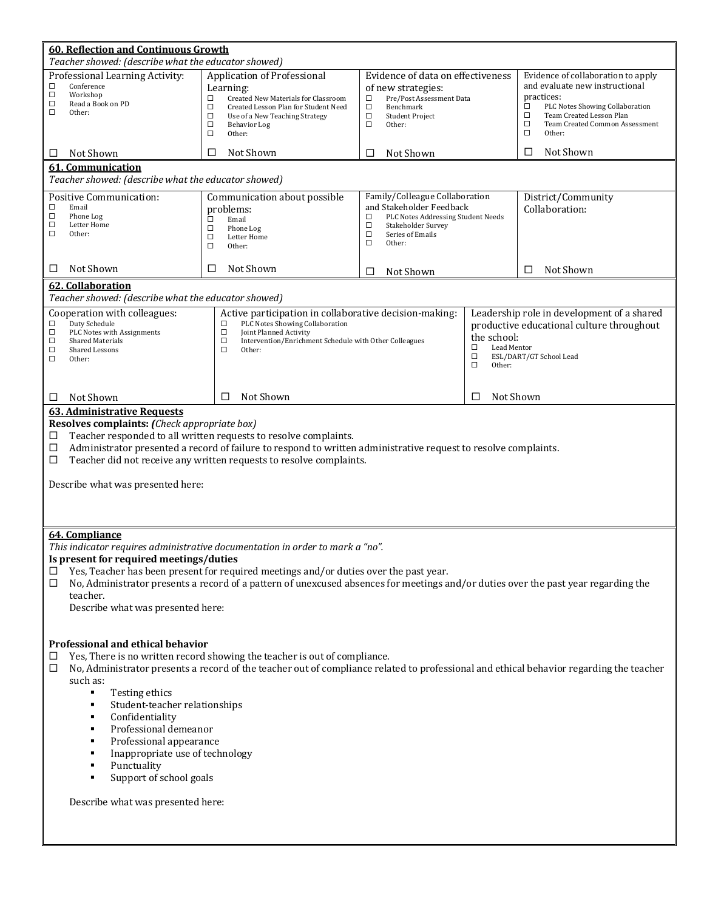## 60. Reflection and Continuous Growth

*Teacher showed: (describe what the educator showed)*

| Professional Learning Activity: | Application of Professional Learning: | Evidence of data on effectiveness of new strategies: | Evidence of collaboration to apply and evaluate new instructional practices: |
|---|---|---|---|
| ☐ Conference<br>☐ Workshop<br>☐ Read a Book on PD<br>☐ Other: | ☐ Created New Materials for Classroom<br>☐ Created Lesson Plan for Student Need<br>☐ Use of a New Teaching Strategy<br>☐ Behavior Log<br>☐ Other: | ☐ Pre/Post Assessment Data<br>☐ Benchmark<br>☐ Student Project<br>☐ Other: | ☐ PLC Notes Showing Collaboration<br>☐ Team Created Lesson Plan<br>☐ Team Created Common Assessment<br>☐ Other: |
| ☐ Not Shown | ☐ Not Shown | ☐ Not Shown | ☐ Not Shown |

## 61. Communication

*Teacher showed: (describe what the educator showed)*

| Positive Communication: | Communication about possible problems: | Family/Colleague Collaboration and Stakeholder Feedback | District/Community Collaboration: |
|---|---|---|---|
| ☐ Email<br>☐ Phone Log<br>☐ Letter Home<br>☐ Other: | ☐ Email<br>☐ Phone Log<br>☐ Letter Home<br>☐ Other: | ☐ PLC Notes Addressing Student Needs<br>☐ Stakeholder Survey<br>☐ Series of Emails<br>☐ Other: | |
| ☐ Not Shown | ☐ Not Shown | ☐ Not Shown | ☐ Not Shown |

## 62. Collaboration

*Teacher showed: (describe what the educator showed)*

| Cooperation with colleagues: | Active participation in collaborative decision-making: | Leadership role in development of a shared productive educational culture throughout the school: |
|---|---|---|
| ☐ Duty Schedule<br>☐ PLC Notes with Assignments<br>☐ Shared Materials<br>☐ Shared Lessons<br>☐ Other: | ☐ PLC Notes Showing Collaboration<br>☐ Joint Planned Activity<br>☐ Intervention/Enrichment Schedule with Other Colleagues<br>☐ Other: | ☐ Lead Mentor<br>☐ ESL/DART/GT School Lead<br>☐ Other: |
| ☐ Not Shown | ☐ Not Shown | ☐ Not Shown |

## 63. Administrative Requests

**Resolves complaints:** ***(****Check appropriate box)*

☐ Teacher responded to all written requests to resolve complaints.
☐ Administrator presented a record of failure to respond to written administrative request to resolve complaints.
☐ Teacher did not receive any written requests to resolve complaints.

Describe what was presented here:

## 64. Compliance

*This indicator requires administrative documentation in order to mark a "no".*

**Is present for required meetings/duties**

☐ Yes, Teacher has been present for required meetings and/or duties over the past year.
☐ No, Administrator presents a record of a pattern of unexcused absences for meetings and/or duties over the past year regarding the teacher.

Describe what was presented here:

**Professional and ethical behavior**

☐ Yes, There is no written record showing the teacher is out of compliance.
☐ No, Administrator presents a record of the teacher out of compliance related to professional and ethical behavior regarding the teacher such as:

- Testing ethics
- Student-teacher relationships
- Confidentiality
- Professional demeanor
- Professional appearance
- Inappropriate use of technology
- Punctuality
- Support of school goals

Describe what was presented here: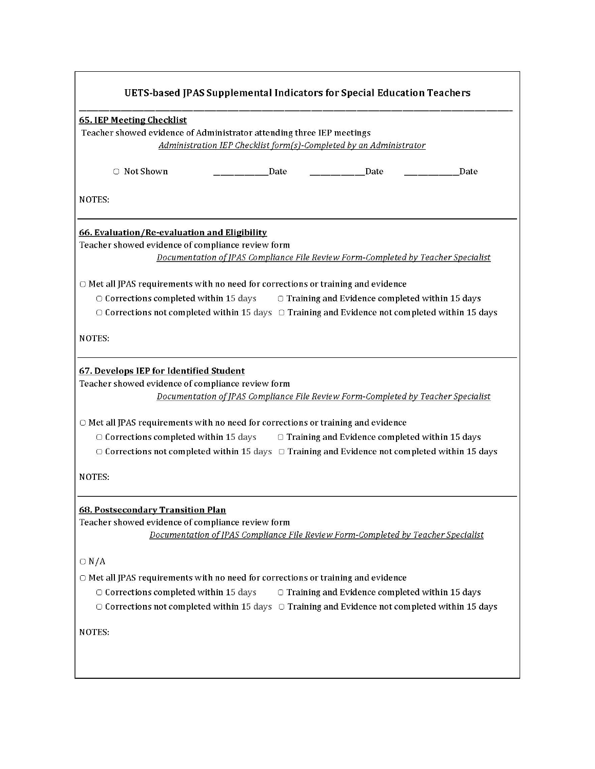## UETS-based JPAS Supplemental Indicators for Special Education Teachers

**65. IEP Meeting Checklist**

Teacher showed evidence of Administrator attending three IEP meetings

*Administration IEP Checklist form(s)-Completed by an Administrator*

☐ Not Shown ____________Date ____________Date ____________Date

NOTES:

---

**66. Evaluation/Re-evaluation and Eligibility**

Teacher showed evidence of compliance review form

*Documentation of JPAS Compliance File Review Form-Completed by Teacher Specialist*

☐ Met all JPAS requirements with no need for corrections or training and evidence

- ☐ Corrections completed within 15 days ☐ Training and Evidence completed within 15 days
- ☐ Corrections not completed within 15 days ☐ Training and Evidence not completed within 15 days

NOTES:

---

**67. Develops IEP for Identified Student**

Teacher showed evidence of compliance review form

*Documentation of JPAS Compliance File Review Form-Completed by Teacher Specialist*

☐ Met all JPAS requirements with no need for corrections or training and evidence

- ☐ Corrections completed within 15 days ☐ Training and Evidence completed within 15 days
- ☐ Corrections not completed within 15 days ☐ Training and Evidence not completed within 15 days

NOTES:

---

**68. Postsecondary Transition Plan**

Teacher showed evidence of compliance review form

*Documentation of JPAS Compliance File Review Form-Completed by Teacher Specialist*

☐ N/A

☐ Met all JPAS requirements with no need for corrections or training and evidence

- ☐ Corrections completed within 15 days ☐ Training and Evidence completed within 15 days
- ☐ Corrections not completed within 15 days ☐ Training and Evidence not completed within 15 days

NOTES: